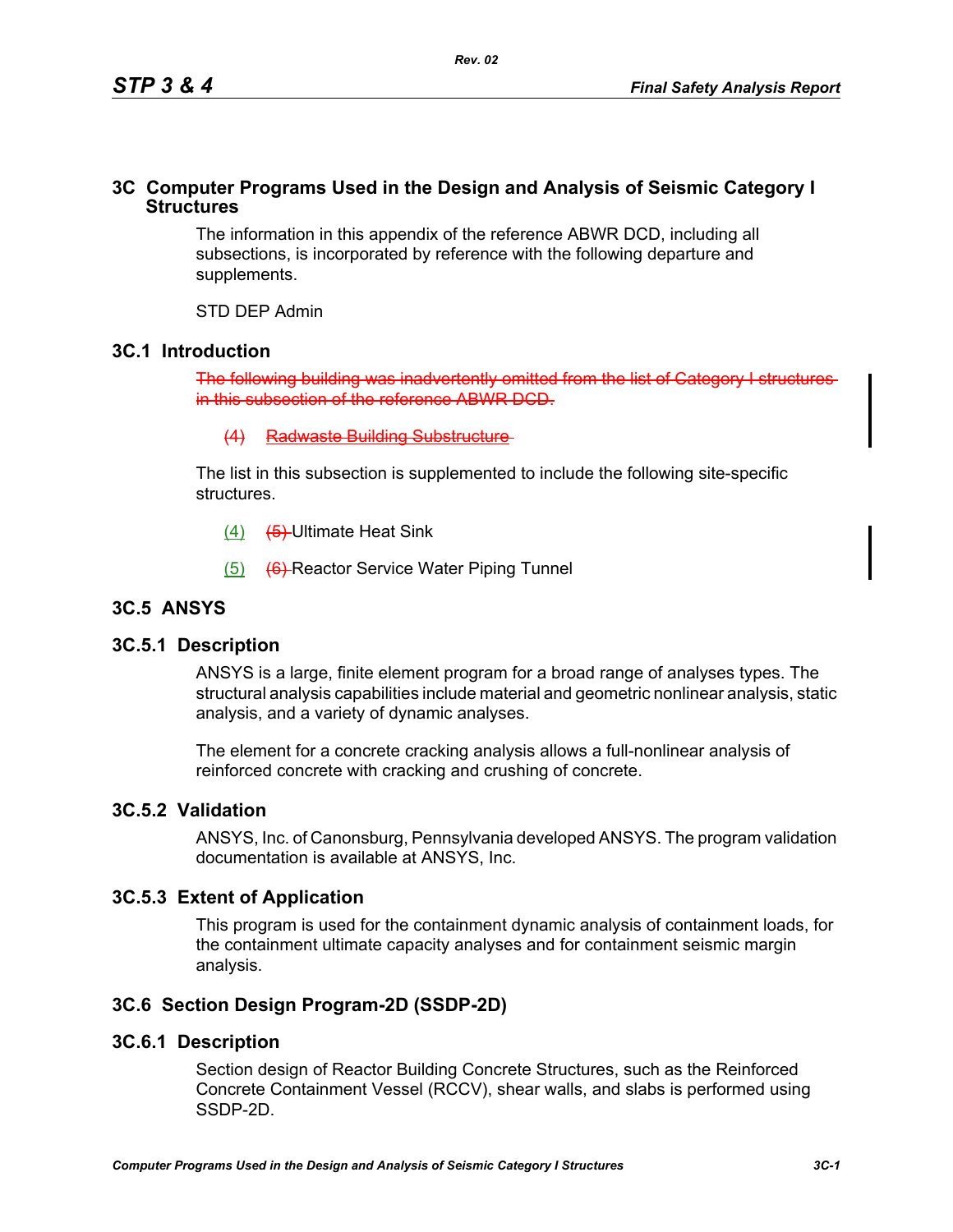# 3C Computer Programs Used in the Design and Analysis of Seismic Category I Structures

The information in this appendix of the reference ABWR DCD, including all subsections, is incorporated by reference with the following departure and supplements.

STD DEP Admin

## 3C.1 Introduction

~~The following building was inadvertently omitted from the list of Category I structures in this subsection of the reference ABWR DCD.~~

~~(4) Radwaste Building Substructure~~

The list in this subsection is supplemented to include the following site-specific structures.

(4) ~~(5)~~ Ultimate Heat Sink

(5) ~~(6)~~ Reactor Service Water Piping Tunnel

## 3C.5 ANSYS

### 3C.5.1 Description

ANSYS is a large, finite element program for a broad range of analyses types. The structural analysis capabilities include material and geometric nonlinear analysis, static analysis, and a variety of dynamic analyses.

The element for a concrete cracking analysis allows a full-nonlinear analysis of reinforced concrete with cracking and crushing of concrete.

### 3C.5.2 Validation

ANSYS, Inc. of Canonsburg, Pennsylvania developed ANSYS. The program validation documentation is available at ANSYS, Inc.

### 3C.5.3 Extent of Application

This program is used for the containment dynamic analysis of containment loads, for the containment ultimate capacity analyses and for containment seismic margin analysis.

## 3C.6 Section Design Program-2D (SSDP-2D)

### 3C.6.1 Description

Section design of Reactor Building Concrete Structures, such as the Reinforced Concrete Containment Vessel (RCCV), shear walls, and slabs is performed using SSDP-2D.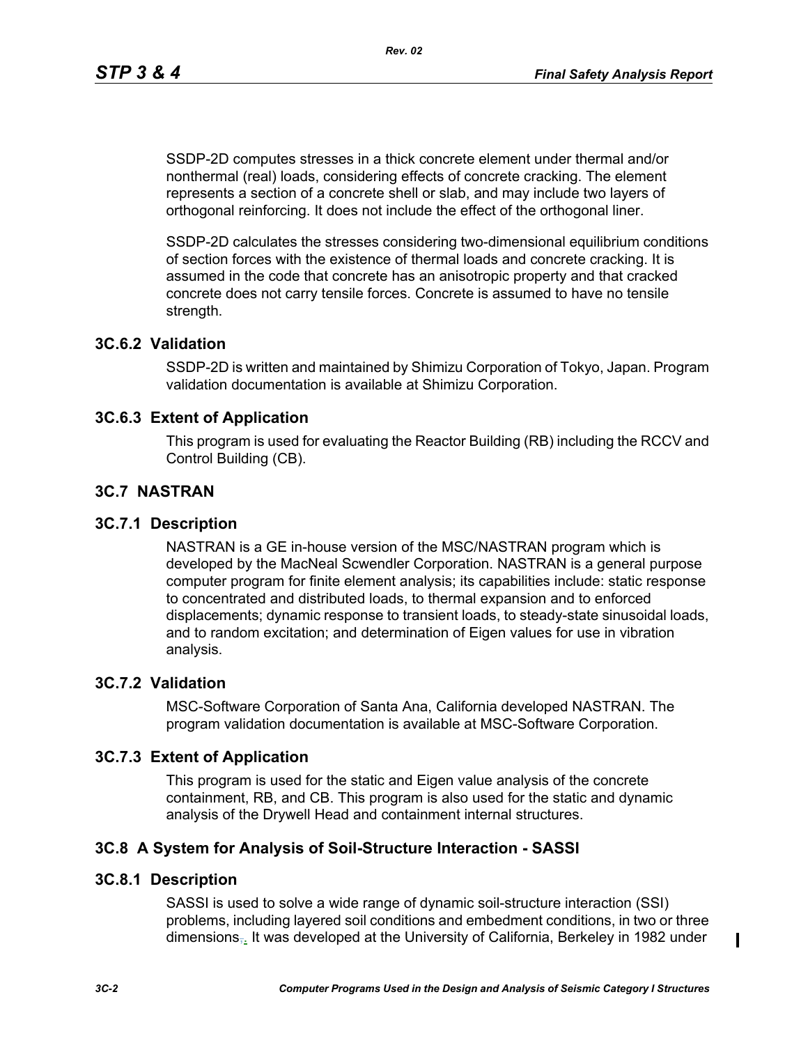SSDP-2D computes stresses in a thick concrete element under thermal and/or nonthermal (real) loads, considering effects of concrete cracking. The element represents a section of a concrete shell or slab, and may include two layers of orthogonal reinforcing. It does not include the effect of the orthogonal liner.

SSDP-2D calculates the stresses considering two-dimensional equilibrium conditions of section forces with the existence of thermal loads and concrete cracking. It is assumed in the code that concrete has an anisotropic property and that cracked concrete does not carry tensile forces. Concrete is assumed to have no tensile strength.

### 3C.6.2 Validation

SSDP-2D is written and maintained by Shimizu Corporation of Tokyo, Japan. Program validation documentation is available at Shimizu Corporation.

### 3C.6.3 Extent of Application

This program is used for evaluating the Reactor Building (RB) including the RCCV and Control Building (CB).

## 3C.7 NASTRAN

### 3C.7.1 Description

NASTRAN is a GE in-house version of the MSC/NASTRAN program which is developed by the MacNeal Scwendler Corporation. NASTRAN is a general purpose computer program for finite element analysis; its capabilities include: static response to concentrated and distributed loads, to thermal expansion and to enforced displacements; dynamic response to transient loads, to steady-state sinusoidal loads, and to random excitation; and determination of Eigen values for use in vibration analysis.

### 3C.7.2 Validation

MSC-Software Corporation of Santa Ana, California developed NASTRAN. The program validation documentation is available at MSC-Software Corporation.

### 3C.7.3 Extent of Application

This program is used for the static and Eigen value analysis of the concrete containment, RB, and CB. This program is also used for the static and dynamic analysis of the Drywell Head and containment internal structures.

## 3C.8 A System for Analysis of Soil-Structure Interaction - SASSI

### 3C.8.1 Description

SASSI is used to solve a wide range of dynamic soil-structure interaction (SSI) problems, including layered soil conditions and embedment conditions, in two or three dimensions. It was developed at the University of California, Berkeley in 1982 under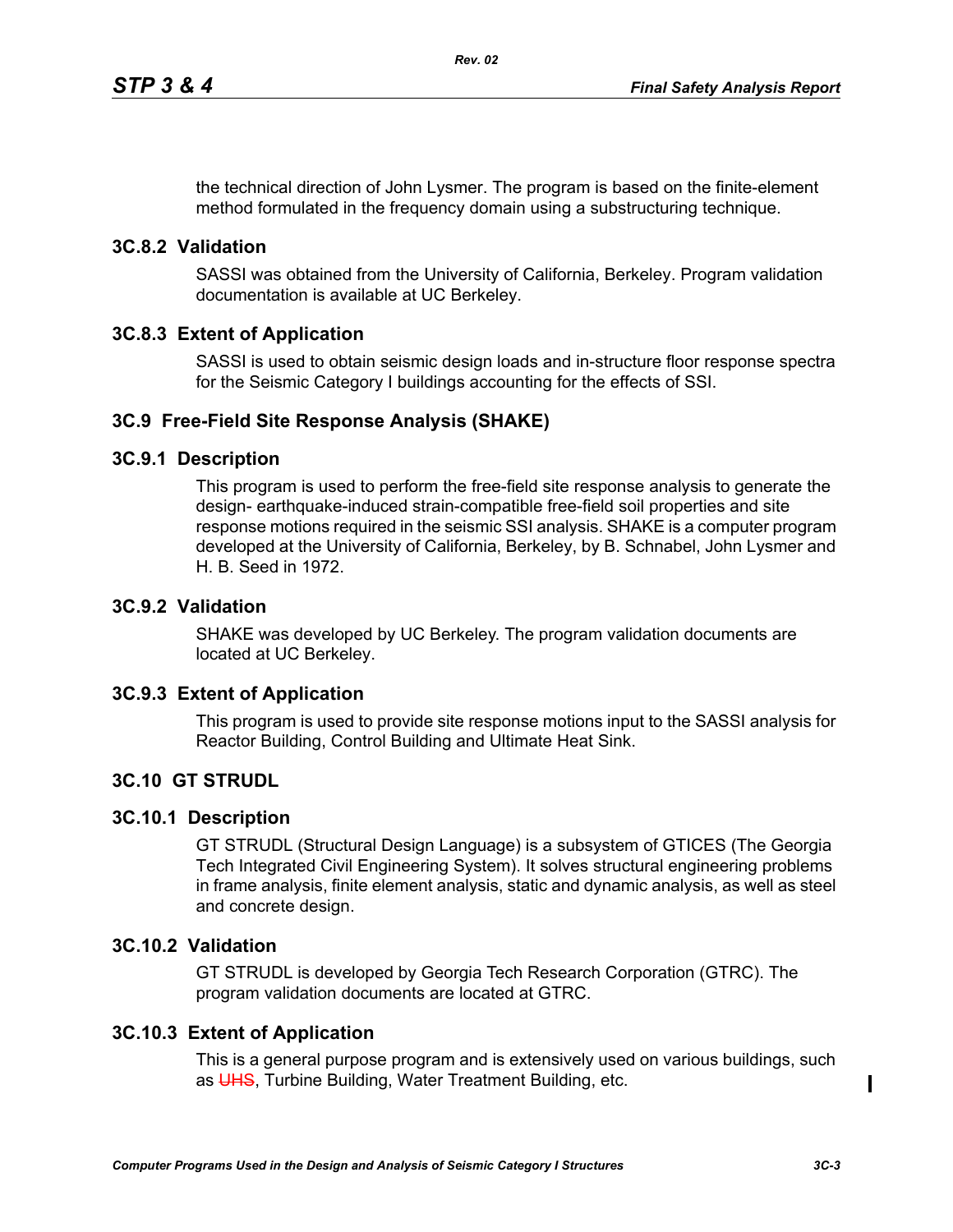the technical direction of John Lysmer. The program is based on the finite-element method formulated in the frequency domain using a substructuring technique.

### 3C.8.2 Validation

SASSI was obtained from the University of California, Berkeley. Program validation documentation is available at UC Berkeley.

### 3C.8.3 Extent of Application

SASSI is used to obtain seismic design loads and in-structure floor response spectra for the Seismic Category I buildings accounting for the effects of SSI.

## 3C.9 Free-Field Site Response Analysis (SHAKE)

### 3C.9.1 Description

This program is used to perform the free-field site response analysis to generate the design- earthquake-induced strain-compatible free-field soil properties and site response motions required in the seismic SSI analysis. SHAKE is a computer program developed at the University of California, Berkeley, by B. Schnabel, John Lysmer and H. B. Seed in 1972.

### 3C.9.2 Validation

SHAKE was developed by UC Berkeley. The program validation documents are located at UC Berkeley.

### 3C.9.3 Extent of Application

This program is used to provide site response motions input to the SASSI analysis for Reactor Building, Control Building and Ultimate Heat Sink.

## 3C.10 GT STRUDL

### 3C.10.1 Description

GT STRUDL (Structural Design Language) is a subsystem of GTICES (The Georgia Tech Integrated Civil Engineering System). It solves structural engineering problems in frame analysis, finite element analysis, static and dynamic analysis, as well as steel and concrete design.

### 3C.10.2 Validation

GT STRUDL is developed by Georgia Tech Research Corporation (GTRC). The program validation documents are located at GTRC.

### 3C.10.3 Extent of Application

This is a general purpose program and is extensively used on various buildings, such as ~~UHS~~, Turbine Building, Water Treatment Building, etc.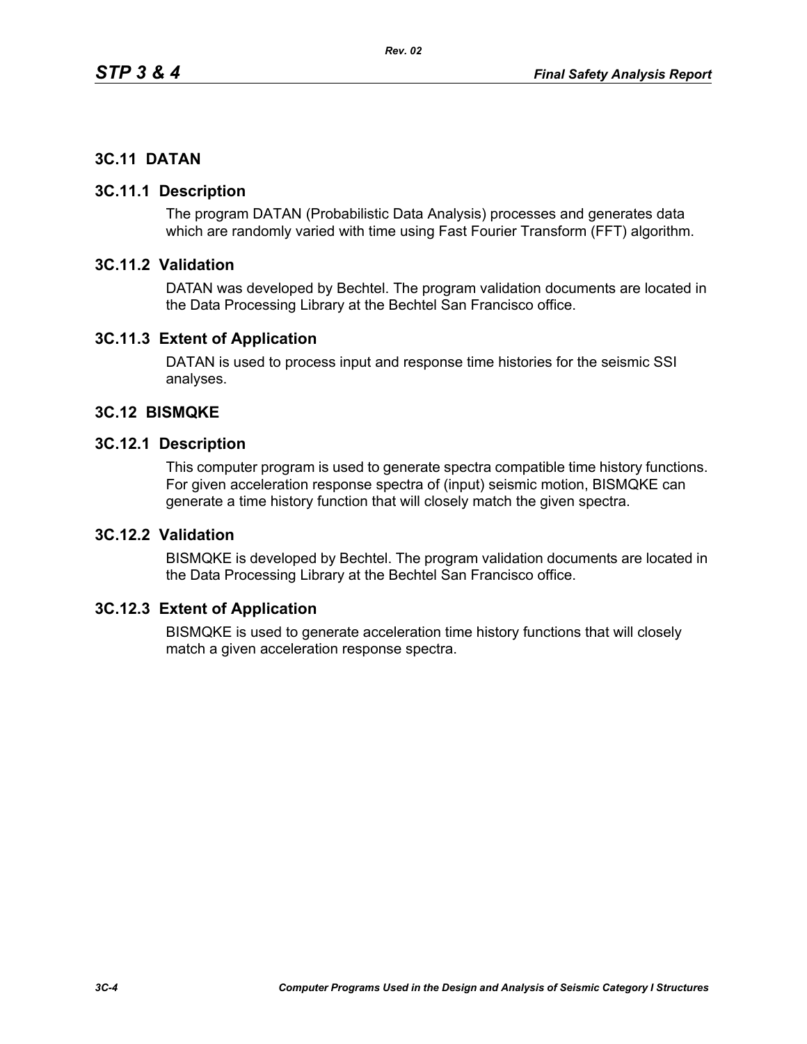## 3C.11 DATAN

### 3C.11.1 Description

The program DATAN (Probabilistic Data Analysis) processes and generates data which are randomly varied with time using Fast Fourier Transform (FFT) algorithm.

### 3C.11.2 Validation

DATAN was developed by Bechtel. The program validation documents are located in the Data Processing Library at the Bechtel San Francisco office.

### 3C.11.3 Extent of Application

DATAN is used to process input and response time histories for the seismic SSI analyses.

## 3C.12 BISMQKE

### 3C.12.1 Description

This computer program is used to generate spectra compatible time history functions. For given acceleration response spectra of (input) seismic motion, BISMQKE can generate a time history function that will closely match the given spectra.

### 3C.12.2 Validation

BISMQKE is developed by Bechtel. The program validation documents are located in the Data Processing Library at the Bechtel San Francisco office.

### 3C.12.3 Extent of Application

BISMQKE is used to generate acceleration time history functions that will closely match a given acceleration response spectra.